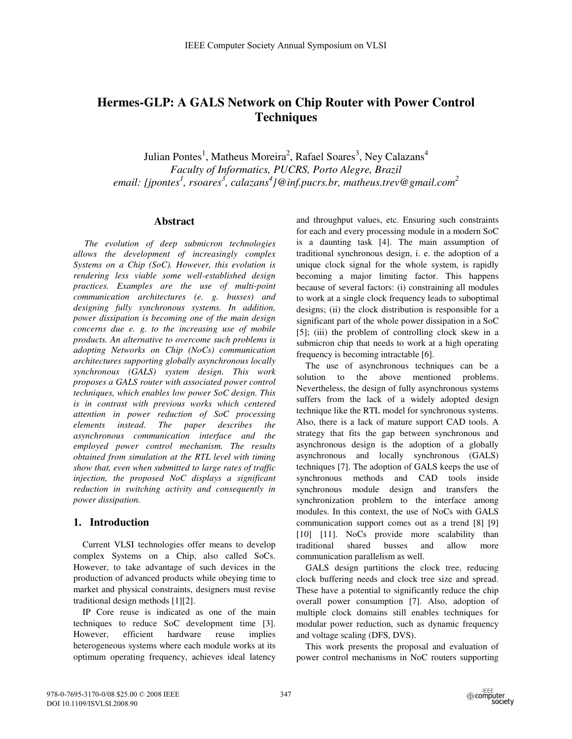# Hermes-GLP: A GALS Network on Chip Router with Power Control Techniques

Julian Pontes[1], Matheus Moreira[2], Rafael Soares[3], Ney Calazans[4]
*Faculty of Informatics, PUCRS, Porto Alegre, Brazil*
*email: {jpontes[1], rsoares[3], calazans[4]}@inf.pucrs.br, matheus.trev@gmail.com[2]*

## Abstract

*The evolution of deep submicron technologies allows the development of increasingly complex Systems on a Chip (SoC). However, this evolution is rendering less viable some well-established design practices. Examples are the use of multi-point communication architectures (e. g. busses) and designing fully synchronous systems. In addition, power dissipation is becoming one of the main design concerns due e. g. to the increasing use of mobile products. An alternative to overcome such problems is adopting Networks on Chip (NoCs) communication architectures supporting globally asynchronous locally synchronous (GALS) system design. This work proposes a GALS router with associated power control techniques, which enables low power SoC design. This is in contrast with previous works which centered attention in power reduction of SoC processing elements instead. The paper describes the asynchronous communication interface and the employed power control mechanism. The results obtained from simulation at the RTL level with timing show that, even when submitted to large rates of traffic injection, the proposed NoC displays a significant reduction in switching activity and consequently in power dissipation.*

## 1. Introduction

Current VLSI technologies offer means to develop complex Systems on a Chip, also called SoCs. However, to take advantage of such devices in the production of advanced products while obeying time to market and physical constraints, designers must revise traditional design methods [1][2].

IP Core reuse is indicated as one of the main techniques to reduce SoC development time [3]. However, efficient hardware reuse implies heterogeneous systems where each module works at its optimum operating frequency, achieves ideal latency and throughput values, etc. Ensuring such constraints for each and every processing module in a modern SoC is a daunting task [4]. The main assumption of traditional synchronous design, i. e. the adoption of a unique clock signal for the whole system, is rapidly becoming a major limiting factor. This happens because of several factors: (i) constraining all modules to work at a single clock frequency leads to suboptimal designs; (ii) the clock distribution is responsible for a significant part of the whole power dissipation in a SoC [5]; (iii) the problem of controlling clock skew in a submicron chip that needs to work at a high operating frequency is becoming intractable [6].

The use of asynchronous techniques can be a solution to the above mentioned problems. Nevertheless, the design of fully asynchronous systems suffers from the lack of a widely adopted design technique like the RTL model for synchronous systems. Also, there is a lack of mature support CAD tools. A strategy that fits the gap between synchronous and asynchronous design is the adoption of a globally asynchronous and locally synchronous (GALS) techniques [7]. The adoption of GALS keeps the use of synchronous methods and CAD tools inside synchronous module design and transfers the synchronization problem to the interface among modules. In this context, the use of NoCs with GALS communication support comes out as a trend [8] [9] [10] [11]. NoCs provide more scalability than traditional shared busses and allow more communication parallelism as well.

GALS design partitions the clock tree, reducing clock buffering needs and clock tree size and spread. These have a potential to significantly reduce the chip overall power consumption [7]. Also, adoption of multiple clock domains still enables techniques for modular power reduction, such as dynamic frequency and voltage scaling (DFS, DVS).

This work presents the proposal and evaluation of power control mechanisms in NoC routers supporting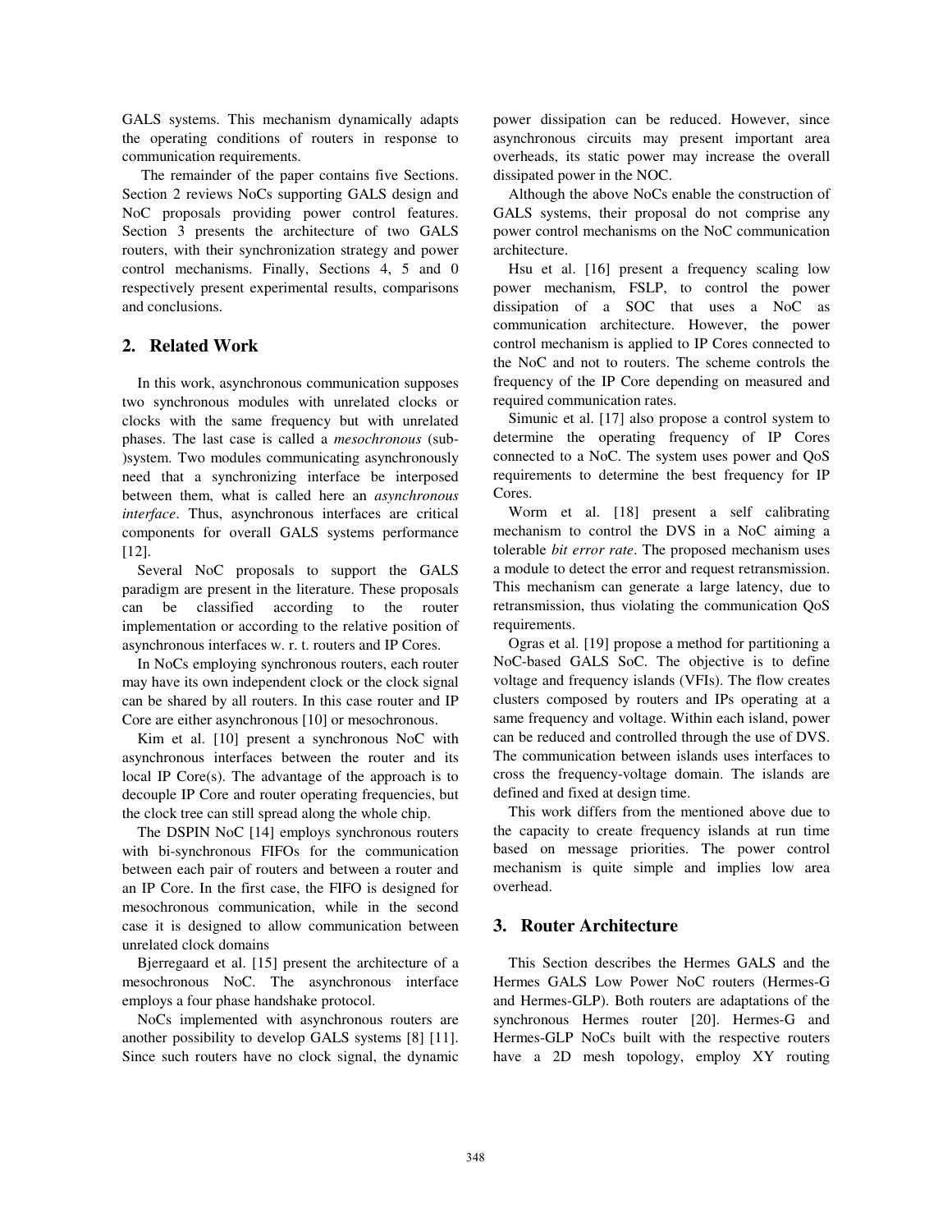GALS systems. This mechanism dynamically adapts the operating conditions of routers in response to communication requirements.

The remainder of the paper contains five Sections. Section 2 reviews NoCs supporting GALS design and NoC proposals providing power control features. Section 3 presents the architecture of two GALS routers, with their synchronization strategy and power control mechanisms. Finally, Sections 4, 5 and 0 respectively present experimental results, comparisons and conclusions.

## 2. Related Work

In this work, asynchronous communication supposes two synchronous modules with unrelated clocks or clocks with the same frequency but with unrelated phases. The last case is called a *mesochronous* (sub-)system. Two modules communicating asynchronously need that a synchronizing interface be interposed between them, what is called here an *asynchronous interface*. Thus, asynchronous interfaces are critical components for overall GALS systems performance [12].

Several NoC proposals to support the GALS paradigm are present in the literature. These proposals can be classified according to the router implementation or according to the relative position of asynchronous interfaces w. r. t. routers and IP Cores.

In NoCs employing synchronous routers, each router may have its own independent clock or the clock signal can be shared by all routers. In this case router and IP Core are either asynchronous [10] or mesochronous.

Kim et al. [10] present a synchronous NoC with asynchronous interfaces between the router and its local IP Core(s). The advantage of the approach is to decouple IP Core and router operating frequencies, but the clock tree can still spread along the whole chip.

The DSPIN NoC [14] employs synchronous routers with bi-synchronous FIFOs for the communication between each pair of routers and between a router and an IP Core. In the first case, the FIFO is designed for mesochronous communication, while in the second case it is designed to allow communication between unrelated clock domains

Bjerregaard et al. [15] present the architecture of a mesochronous NoC. The asynchronous interface employs a four phase handshake protocol.

NoCs implemented with asynchronous routers are another possibility to develop GALS systems [8] [11]. Since such routers have no clock signal, the dynamic power dissipation can be reduced. However, since asynchronous circuits may present important area overheads, its static power may increase the overall dissipated power in the NOC.

Although the above NoCs enable the construction of GALS systems, their proposal do not comprise any power control mechanisms on the NoC communication architecture.

Hsu et al. [16] present a frequency scaling low power mechanism, FSLP, to control the power dissipation of a SOC that uses a NoC as communication architecture. However, the power control mechanism is applied to IP Cores connected to the NoC and not to routers. The scheme controls the frequency of the IP Core depending on measured and required communication rates.

Simunic et al. [17] also propose a control system to determine the operating frequency of IP Cores connected to a NoC. The system uses power and QoS requirements to determine the best frequency for IP Cores.

Worm et al. [18] present a self calibrating mechanism to control the DVS in a NoC aiming a tolerable *bit error rate*. The proposed mechanism uses a module to detect the error and request retransmission. This mechanism can generate a large latency, due to retransmission, thus violating the communication QoS requirements.

Ogras et al. [19] propose a method for partitioning a NoC-based GALS SoC. The objective is to define voltage and frequency islands (VFIs). The flow creates clusters composed by routers and IPs operating at a same frequency and voltage. Within each island, power can be reduced and controlled through the use of DVS. The communication between islands uses interfaces to cross the frequency-voltage domain. The islands are defined and fixed at design time.

This work differs from the mentioned above due to the capacity to create frequency islands at run time based on message priorities. The power control mechanism is quite simple and implies low area overhead.

## 3. Router Architecture

This Section describes the Hermes GALS and the Hermes GALS Low Power NoC routers (Hermes-G and Hermes-GLP). Both routers are adaptations of the synchronous Hermes router [20]. Hermes-G and Hermes-GLP NoCs built with the respective routers have a 2D mesh topology, employ XY routing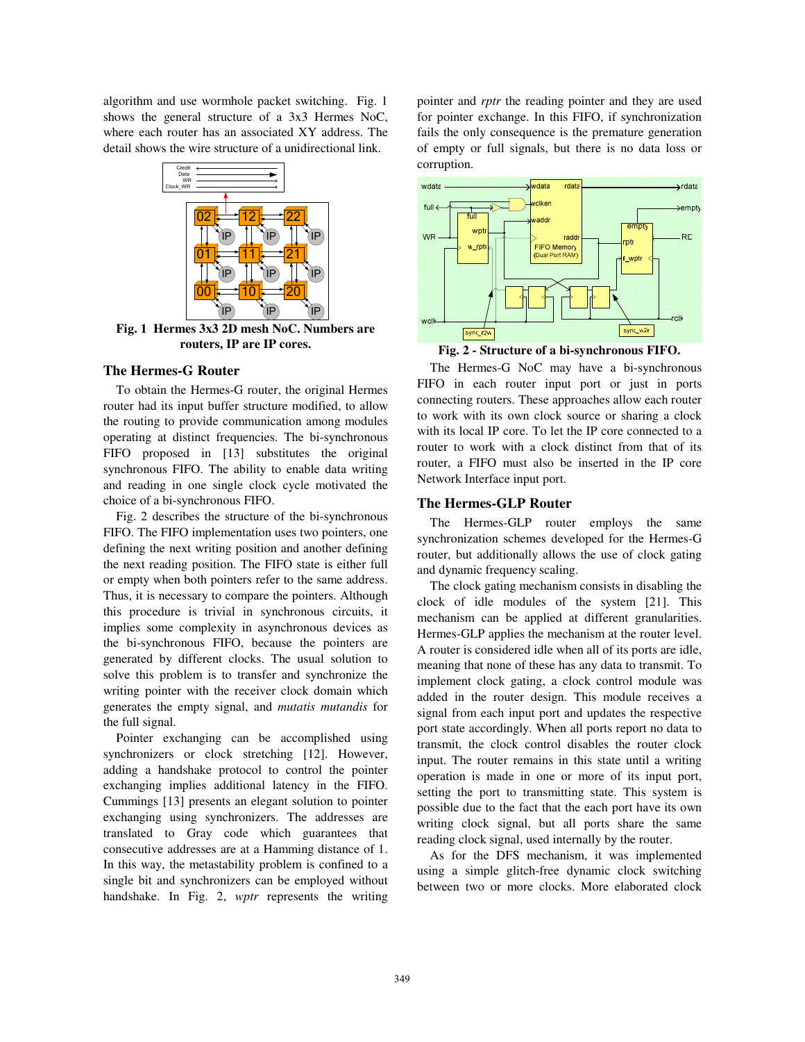algorithm and use wormhole packet switching. Fig. 1 shows the general structure of a 3x3 Hermes NoC, where each router has an associated XY address. The detail shows the wire structure of a unidirectional link.

**Fig. 1 Hermes 3x3 2D mesh NoC. Numbers are routers, IP are IP cores.**

## The Hermes-G Router

To obtain the Hermes-G router, the original Hermes router had its input buffer structure modified, to allow the routing to provide communication among modules operating at distinct frequencies. The bi-synchronous FIFO proposed in [13] substitutes the original synchronous FIFO. The ability to enable data writing and reading in one single clock cycle motivated the choice of a bi-synchronous FIFO.

Fig. 2 describes the structure of the bi-synchronous FIFO. The FIFO implementation uses two pointers, one defining the next writing position and another defining the next reading position. The FIFO state is either full or empty when both pointers refer to the same address. Thus, it is necessary to compare the pointers. Although this procedure is trivial in synchronous circuits, it implies some complexity in asynchronous devices as the bi-synchronous FIFO, because the pointers are generated by different clocks. The usual solution to solve this problem is to transfer and synchronize the writing pointer with the receiver clock domain which generates the empty signal, and *mutatis mutandis* for the full signal.

Pointer exchanging can be accomplished using synchronizers or clock stretching [12]. However, adding a handshake protocol to control the pointer exchanging implies additional latency in the FIFO. Cummings [13] presents an elegant solution to pointer exchanging using synchronizers. The addresses are translated to Gray code which guarantees that consecutive addresses are at a Hamming distance of 1. In this way, the metastability problem is confined to a single bit and synchronizers can be employed without handshake. In Fig. 2, *wptr* represents the writing pointer and *rptr* the reading pointer and they are used for pointer exchange. In this FIFO, if synchronization fails the only consequence is the premature generation of empty or full signals, but there is no data loss or corruption.

**Fig. 2 - Structure of a bi-synchronous FIFO.**

The Hermes-G NoC may have a bi-synchronous FIFO in each router input port or just in ports connecting routers. These approaches allow each router to work with its own clock source or sharing a clock with its local IP core. To let the IP core connected to a router to work with a clock distinct from that of its router, a FIFO must also be inserted in the IP core Network Interface input port.

## The Hermes-GLP Router

The Hermes-GLP router employs the same synchronization schemes developed for the Hermes-G router, but additionally allows the use of clock gating and dynamic frequency scaling.

The clock gating mechanism consists in disabling the clock of idle modules of the system [21]. This mechanism can be applied at different granularities. Hermes-GLP applies the mechanism at the router level. A router is considered idle when all of its ports are idle, meaning that none of these has any data to transmit. To implement clock gating, a clock control module was added in the router design. This module receives a signal from each input port and updates the respective port state accordingly. When all ports report no data to transmit, the clock control disables the router clock input. The router remains in this state until a writing operation is made in one or more of its input port, setting the port to transmitting state. This system is possible due to the fact that the each port have its own writing clock signal, but all ports share the same reading clock signal, used internally by the router.

As for the DFS mechanism, it was implemented using a simple glitch-free dynamic clock switching between two or more clocks. More elaborated clock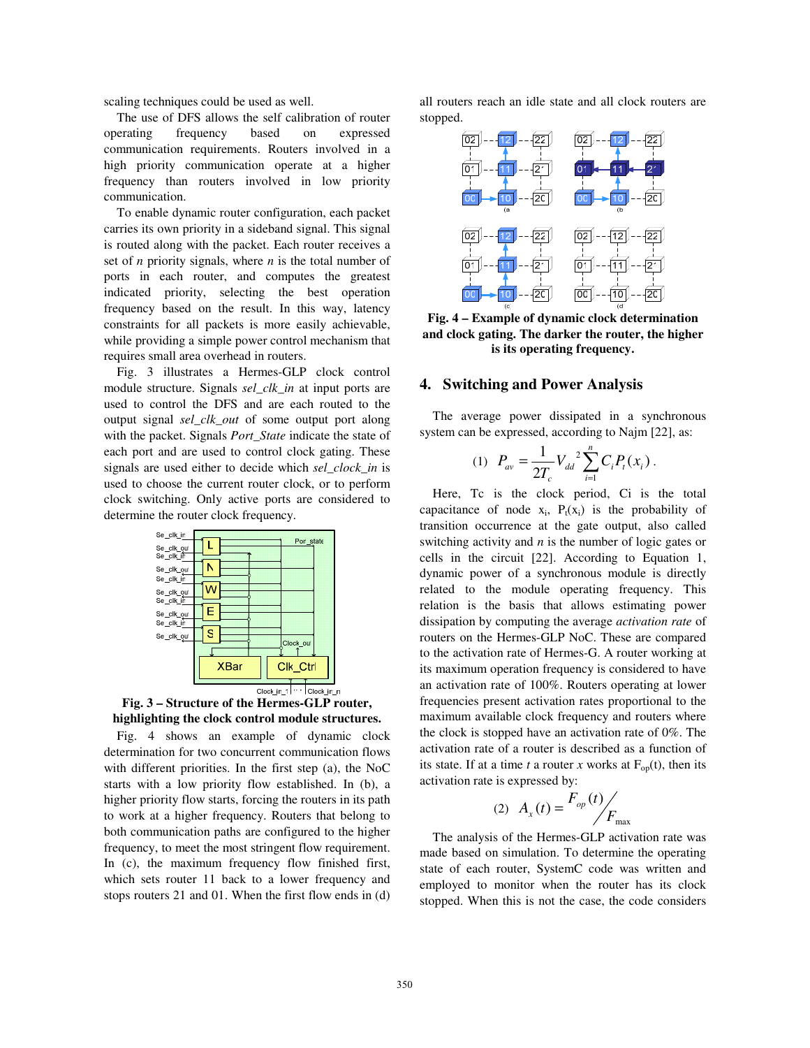scaling techniques could be used as well.

The use of DFS allows the self calibration of router operating frequency based on expressed communication requirements. Routers involved in a high priority communication operate at a higher frequency than routers involved in low priority communication.

To enable dynamic router configuration, each packet carries its own priority in a sideband signal. This signal is routed along with the packet. Each router receives a set of *n* priority signals, where *n* is the total number of ports in each router, and computes the greatest indicated priority, selecting the best operation frequency based on the result. In this way, latency constraints for all packets is more easily achievable, while providing a simple power control mechanism that requires small area overhead in routers.

Fig. 3 illustrates a Hermes-GLP clock control module structure. Signals *sel_clk_in* at input ports are used to control the DFS and are each routed to the output signal *sel_clk_out* of some output port along with the packet. Signals *Port_State* indicate the state of each port and are used to control clock gating. These signals are used either to decide which *sel_clock_in* is used to choose the current router clock, or to perform clock switching. Only active ports are considered to determine the router clock frequency.

**Fig. 3 – Structure of the Hermes-GLP router, highlighting the clock control module structures.**

Fig. 4 shows an example of dynamic clock determination for two concurrent communication flows with different priorities. In the first step (a), the NoC starts with a low priority flow established. In (b), a higher priority flow starts, forcing the routers in its path to work at a higher frequency. Routers that belong to both communication paths are configured to the higher frequency, to meet the most stringent flow requirement. In (c), the maximum frequency flow finished first, which sets router 11 back to a lower frequency and stops routers 21 and 01. When the first flow ends in (d) all routers reach an idle state and all clock routers are stopped.

**Fig. 4 – Example of dynamic clock determination and clock gating. The darker the router, the higher is its operating frequency.**

## 4. Switching and Power Analysis

The average power dissipated in a synchronous system can be expressed, according to Najm [22], as:

$$(1)\quad P_{av} = \frac{1}{2T_c} V_{dd}^{\,2} \sum_{i=1}^{n} C_i P_t(x_i)\,.$$

Here, Tc is the clock period, Ci is the total capacitance of node $x_i$, $P_t(x_i)$ is the probability of transition occurrence at the gate output, also called switching activity and *n* is the number of logic gates or cells in the circuit [22]. According to Equation 1, dynamic power of a synchronous module is directly related to the module operating frequency. This relation is the basis that allows estimating power dissipation by computing the average *activation rate* of routers on the Hermes-GLP NoC. These are compared to the activation rate of Hermes-G. A router working at its maximum operation frequency is considered to have an activation rate of 100%. Routers operating at lower frequencies present activation rates proportional to the maximum available clock frequency and routers where the clock is stopped have an activation rate of 0%. The activation rate of a router is described as a function of its state. If at a time *t* a router *x* works at $F_{op}(t)$, then its activation rate is expressed by:

$$(2)\quad A_x(t) = {F_{op}(t)}\big/{F_{\max}}$$

The analysis of the Hermes-GLP activation rate was made based on simulation. To determine the operating state of each router, SystemC code was written and employed to monitor when the router has its clock stopped. When this is not the case, the code considers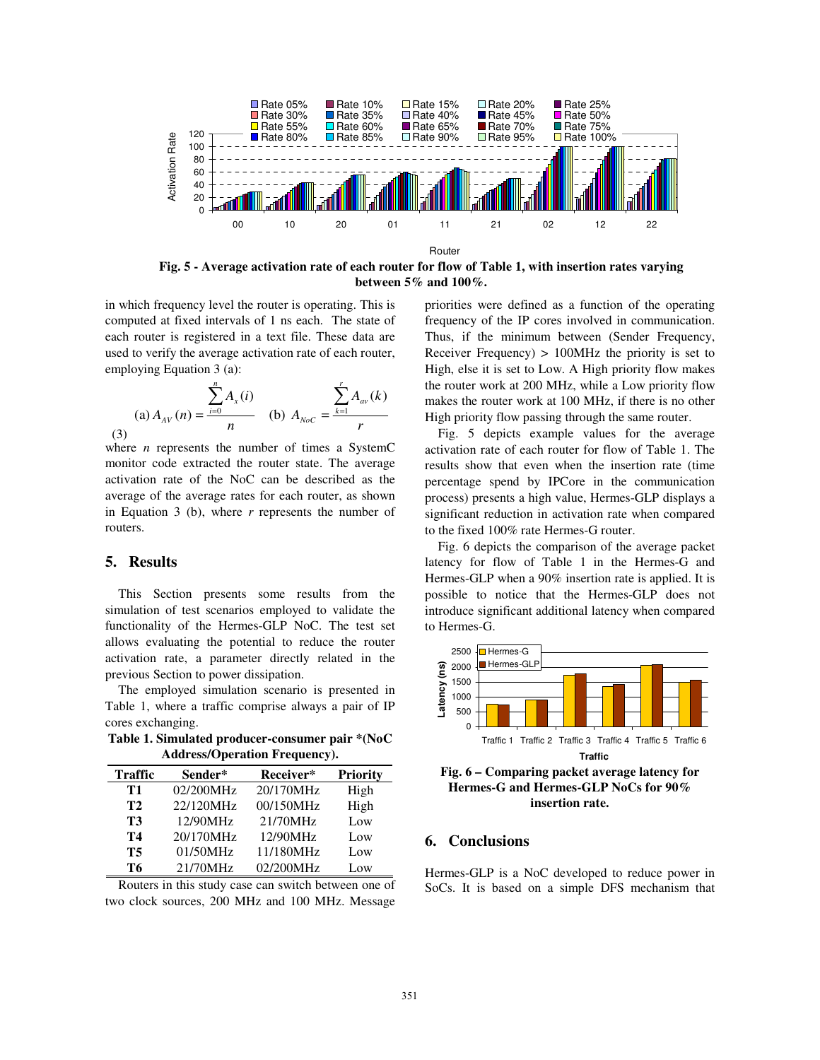Fig. 5 - Average activation rate of each router for flow of Table 1, with insertion rates varying between 5% and 100%.

in which frequency level the router is operating. This is computed at fixed intervals of 1 ns each. The state of each router is registered in a text file. These data are used to verify the average activation rate of each router, employing Equation 3 (a):

$$\text{(a) } A_{AV}(n) = \frac{\sum_{i=0}^{n} A_x(i)}{n} \quad \text{(b) } A_{NoC} = \frac{\sum_{k=1}^{r} A_{av}(k)}{r} \tag{3}$$

where *n* represents the number of times a SystemC monitor code extracted the router state. The average activation rate of the NoC can be described as the average of the average rates for each router, as shown in Equation 3 (b), where *r* represents the number of routers.

## 5. Results

This Section presents some results from the simulation of test scenarios employed to validate the functionality of the Hermes-GLP NoC. The test set allows evaluating the potential to reduce the router activation rate, a parameter directly related in the previous Section to power dissipation.

The employed simulation scenario is presented in Table 1, where a traffic comprise always a pair of IP cores exchanging.

**Table 1. Simulated producer-consumer pair \*(NoC Address/Operation Frequency).**

| Traffic | Sender* | Receiver* | Priority |
|---|---|---|---|
| **T1** | 02/200MHz | 20/170MHz | High |
| **T2** | 22/120MHz | 00/150MHz | High |
| **T3** | 12/90MHz | 21/70MHz | Low |
| **T4** | 20/170MHz | 12/90MHz | Low |
| **T5** | 01/50MHz | 11/180MHz | Low |
| **T6** | 21/70MHz | 02/200MHz | Low |

Routers in this study case can switch between one of two clock sources, 200 MHz and 100 MHz. Message priorities were defined as a function of the operating frequency of the IP cores involved in communication. Thus, if the minimum between (Sender Frequency, Receiver Frequency) > 100MHz the priority is set to High, else it is set to Low. A High priority flow makes the router work at 200 MHz, while a Low priority flow makes the router work at 100 MHz, if there is no other High priority flow passing through the same router.

Fig. 5 depicts example values for the average activation rate of each router for flow of Table 1. The results show that even when the insertion rate (time percentage spend by IPCore in the communication process) presents a high value, Hermes-GLP displays a significant reduction in activation rate when compared to the fixed 100% rate Hermes-G router.

Fig. 6 depicts the comparison of the average packet latency for flow of Table 1 in the Hermes-G and Hermes-GLP when a 90% insertion rate is applied. It is possible to notice that the Hermes-GLP does not introduce significant additional latency when compared to Hermes-G.

**Fig. 6 – Comparing packet average latency for Hermes-G and Hermes-GLP NoCs for 90% insertion rate.**

## 6. Conclusions

Hermes-GLP is a NoC developed to reduce power in SoCs. It is based on a simple DFS mechanism that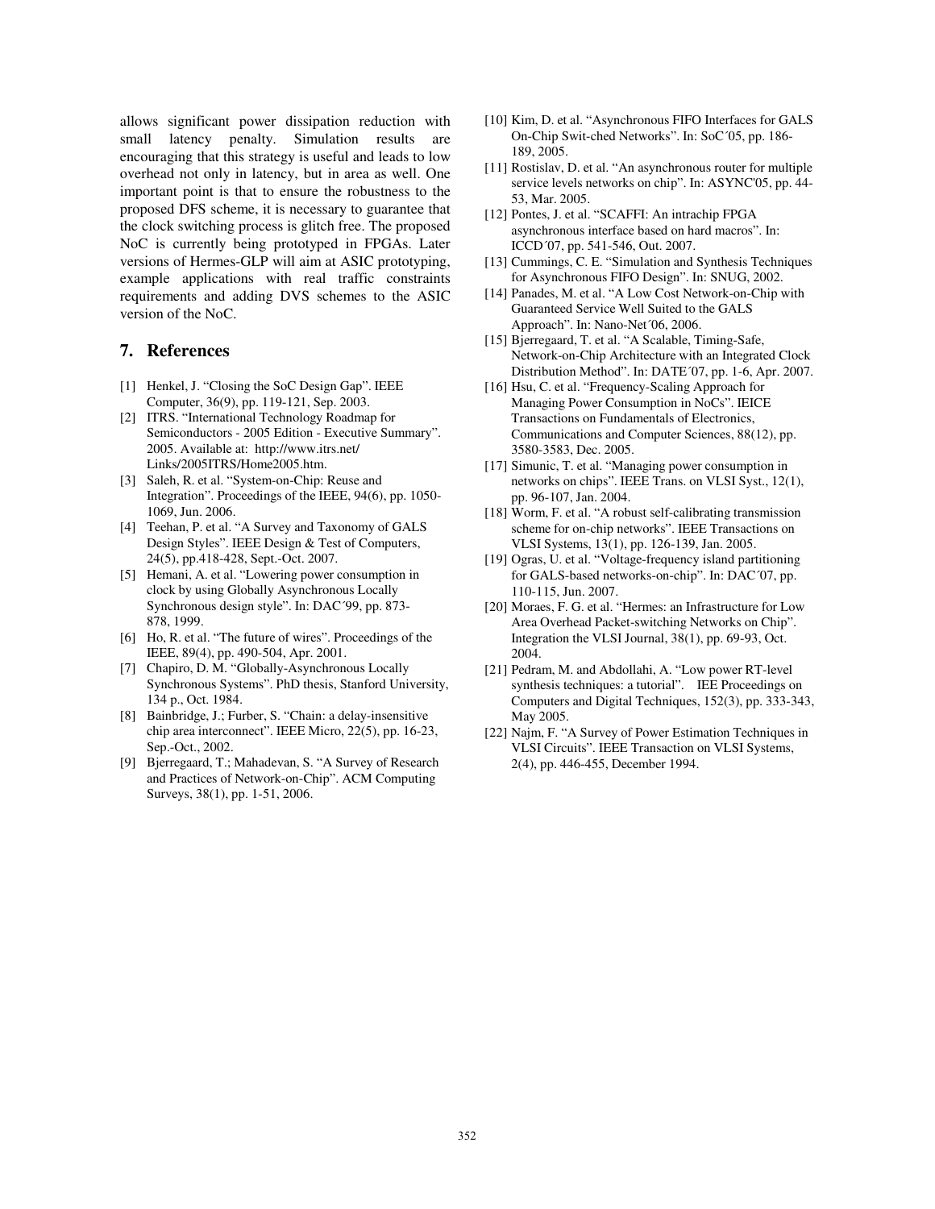allows significant power dissipation reduction with small latency penalty. Simulation results are encouraging that this strategy is useful and leads to low overhead not only in latency, but in area as well. One important point is that to ensure the robustness to the proposed DFS scheme, it is necessary to guarantee that the clock switching process is glitch free. The proposed NoC is currently being prototyped in FPGAs. Later versions of Hermes-GLP will aim at ASIC prototyping, example applications with real traffic constraints requirements and adding DVS schemes to the ASIC version of the NoC.

## 7. References

[1] Henkel, J. "Closing the SoC Design Gap". IEEE Computer, 36(9), pp. 119-121, Sep. 2003.

[2] ITRS. "International Technology Roadmap for Semiconductors - 2005 Edition - Executive Summary". 2005. Available at: http://www.itrs.net/Links/2005ITRS/Home2005.htm.

[3] Saleh, R. et al. "System-on-Chip: Reuse and Integration". Proceedings of the IEEE, 94(6), pp. 1050-1069, Jun. 2006.

[4] Teehan, P. et al. "A Survey and Taxonomy of GALS Design Styles". IEEE Design & Test of Computers, 24(5), pp.418-428, Sept.-Oct. 2007.

[5] Hemani, A. et al. "Lowering power consumption in clock by using Globally Asynchronous Locally Synchronous design style". In: DAC´99, pp. 873-878, 1999.

[6] Ho, R. et al. "The future of wires". Proceedings of the IEEE, 89(4), pp. 490-504, Apr. 2001.

[7] Chapiro, D. M. "Globally-Asynchronous Locally Synchronous Systems". PhD thesis, Stanford University, 134 p., Oct. 1984.

[8] Bainbridge, J.; Furber, S. "Chain: a delay-insensitive chip area interconnect". IEEE Micro, 22(5), pp. 16-23, Sep.-Oct., 2002.

[9] Bjerregaard, T.; Mahadevan, S. "A Survey of Research and Practices of Network-on-Chip". ACM Computing Surveys, 38(1), pp. 1-51, 2006.

[10] Kim, D. et al. "Asynchronous FIFO Interfaces for GALS On-Chip Swit-ched Networks". In: SoC´05, pp. 186-189, 2005.

[11] Rostislav, D. et al. "An asynchronous router for multiple service levels networks on chip". In: ASYNC'05, pp. 44-53, Mar. 2005.

[12] Pontes, J. et al. "SCAFFI: An intrachip FPGA asynchronous interface based on hard macros". In: ICCD´07, pp. 541-546, Out. 2007.

[13] Cummings, C. E. "Simulation and Synthesis Techniques for Asynchronous FIFO Design". In: SNUG, 2002.

[14] Panades, M. et al. "A Low Cost Network-on-Chip with Guaranteed Service Well Suited to the GALS Approach". In: Nano-Net´06, 2006.

[15] Bjerregaard, T. et al. "A Scalable, Timing-Safe, Network-on-Chip Architecture with an Integrated Clock Distribution Method". In: DATE´07, pp. 1-6, Apr. 2007.

[16] Hsu, C. et al. "Frequency-Scaling Approach for Managing Power Consumption in NoCs". IEICE Transactions on Fundamentals of Electronics, Communications and Computer Sciences, 88(12), pp. 3580-3583, Dec. 2005.

[17] Simunic, T. et al. "Managing power consumption in networks on chips". IEEE Trans. on VLSI Syst., 12(1), pp. 96-107, Jan. 2004.

[18] Worm, F. et al. "A robust self-calibrating transmission scheme for on-chip networks". IEEE Transactions on VLSI Systems, 13(1), pp. 126-139, Jan. 2005.

[19] Ogras, U. et al. "Voltage-frequency island partitioning for GALS-based networks-on-chip". In: DAC´07, pp. 110-115, Jun. 2007.

[20] Moraes, F. G. et al. "Hermes: an Infrastructure for Low Area Overhead Packet-switching Networks on Chip". Integration the VLSI Journal, 38(1), pp. 69-93, Oct. 2004.

[21] Pedram, M. and Abdollahi, A. "Low power RT-level synthesis techniques: a tutorial". IEE Proceedings on Computers and Digital Techniques, 152(3), pp. 333-343, May 2005.

[22] Najm, F. "A Survey of Power Estimation Techniques in VLSI Circuits". IEEE Transaction on VLSI Systems, 2(4), pp. 446-455, December 1994.